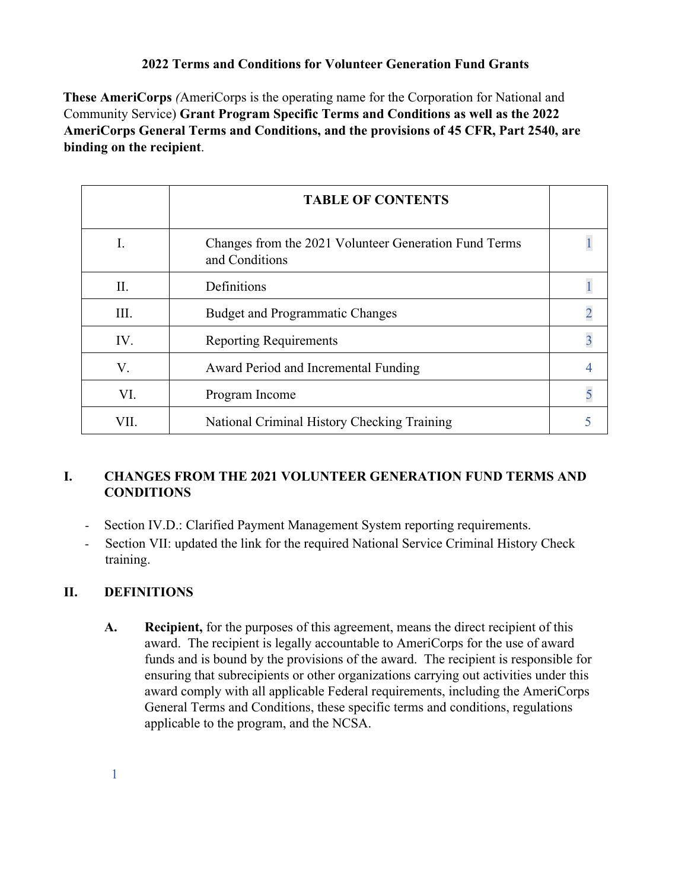# 2022 Terms and Conditions for Volunteer Generation Fund Grants

**These AmeriCorps** *(*AmeriCorps is the operating name for the Corporation for National and Community Service) **Grant Program Specific Terms and Conditions as well as the 2022 AmeriCorps General Terms and Conditions, and the provisions of 45 CFR, Part 2540, are binding on the recipient**.

| | TABLE OF CONTENTS | |
|---|---|---|
| I. | Changes from the 2021 Volunteer Generation Fund Terms and Conditions | 1 |
| II. | Definitions | 1 |
| III. | Budget and Programmatic Changes | 2 |
| IV. | Reporting Requirements | 3 |
| V. | Award Period and Incremental Funding | 4 |
| VI. | Program Income | 5 |
| VII. | National Criminal History Checking Training | 5 |

## I. CHANGES FROM THE 2021 VOLUNTEER GENERATION FUND TERMS AND CONDITIONS

- Section IV.D.: Clarified Payment Management System reporting requirements.
- Section VII: updated the link for the required National Service Criminal History Check training.

## II. DEFINITIONS

**A. Recipient,** for the purposes of this agreement, means the direct recipient of this award. The recipient is legally accountable to AmeriCorps for the use of award funds and is bound by the provisions of the award. The recipient is responsible for ensuring that subrecipients or other organizations carrying out activities under this award comply with all applicable Federal requirements, including the AmeriCorps General Terms and Conditions, these specific terms and conditions, regulations applicable to the program, and the NCSA.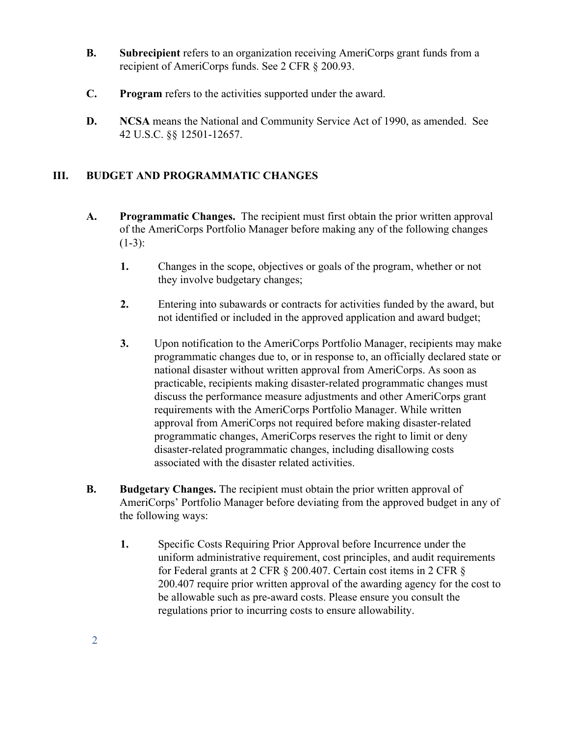**B.** **Subrecipient** refers to an organization receiving AmeriCorps grant funds from a recipient of AmeriCorps funds. See 2 CFR § 200.93.

**C.** **Program** refers to the activities supported under the award.

**D.** **NCSA** means the National and Community Service Act of 1990, as amended. See 42 U.S.C. §§ 12501-12657.

## III. BUDGET AND PROGRAMMATIC CHANGES

**A.** **Programmatic Changes.** The recipient must first obtain the prior written approval of the AmeriCorps Portfolio Manager before making any of the following changes (1-3):

1. Changes in the scope, objectives or goals of the program, whether or not they involve budgetary changes;

2. Entering into subawards or contracts for activities funded by the award, but not identified or included in the approved application and award budget;

3. Upon notification to the AmeriCorps Portfolio Manager, recipients may make programmatic changes due to, or in response to, an officially declared state or national disaster without written approval from AmeriCorps. As soon as practicable, recipients making disaster-related programmatic changes must discuss the performance measure adjustments and other AmeriCorps grant requirements with the AmeriCorps Portfolio Manager. While written approval from AmeriCorps not required before making disaster-related programmatic changes, AmeriCorps reserves the right to limit or deny disaster-related programmatic changes, including disallowing costs associated with the disaster related activities.

**B.** **Budgetary Changes.** The recipient must obtain the prior written approval of AmeriCorps' Portfolio Manager before deviating from the approved budget in any of the following ways:

1. Specific Costs Requiring Prior Approval before Incurrence under the uniform administrative requirement, cost principles, and audit requirements for Federal grants at 2 CFR § 200.407. Certain cost items in 2 CFR § 200.407 require prior written approval of the awarding agency for the cost to be allowable such as pre-award costs. Please ensure you consult the regulations prior to incurring costs to ensure allowability.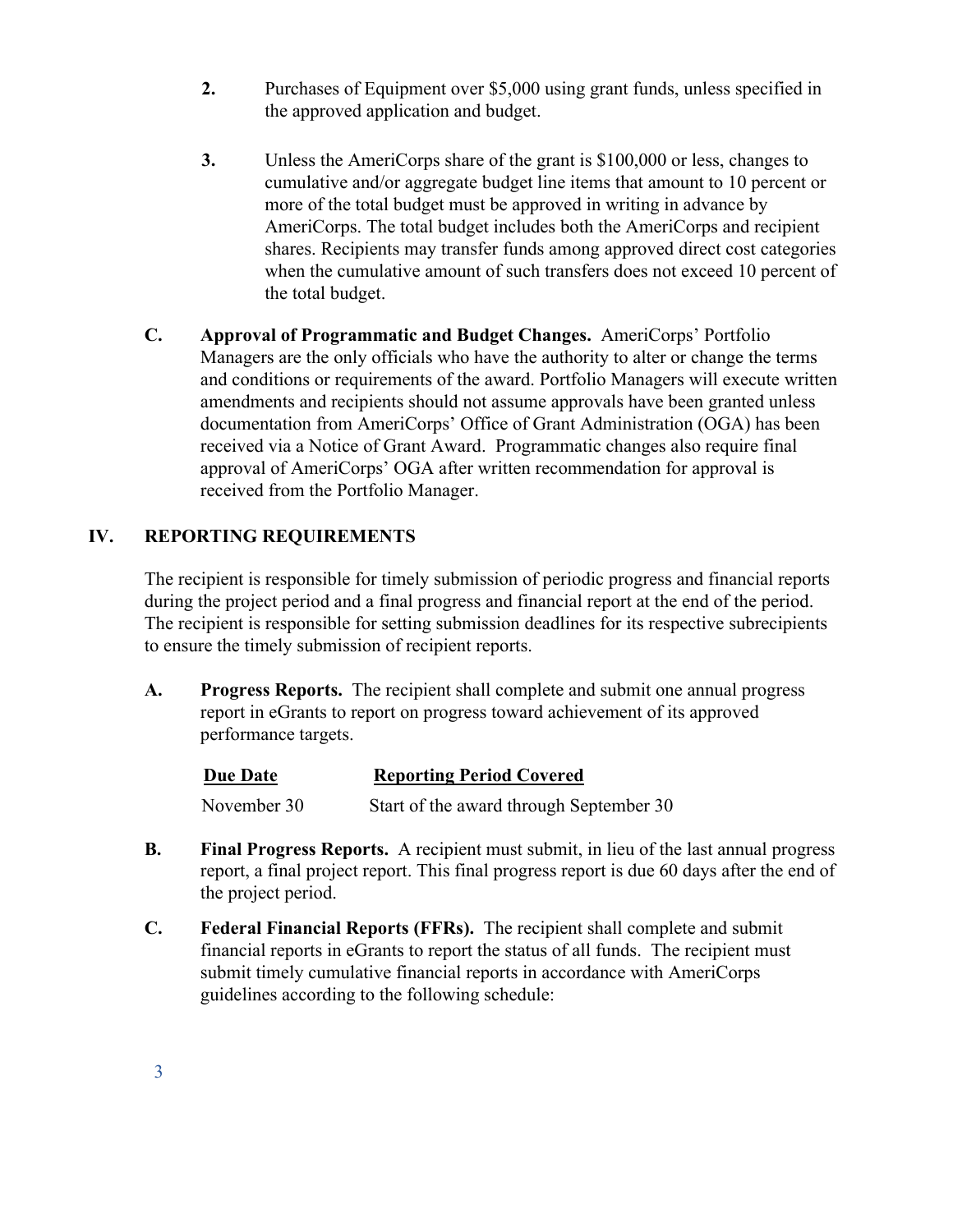2. Purchases of Equipment over $5,000 using grant funds, unless specified in the approved application and budget.

3. Unless the AmeriCorps share of the grant is $100,000 or less, changes to cumulative and/or aggregate budget line items that amount to 10 percent or more of the total budget must be approved in writing in advance by AmeriCorps. The total budget includes both the AmeriCorps and recipient shares. Recipients may transfer funds among approved direct cost categories when the cumulative amount of such transfers does not exceed 10 percent of the total budget.

**C. Approval of Programmatic and Budget Changes.** AmeriCorps' Portfolio Managers are the only officials who have the authority to alter or change the terms and conditions or requirements of the award. Portfolio Managers will execute written amendments and recipients should not assume approvals have been granted unless documentation from AmeriCorps' Office of Grant Administration (OGA) has been received via a Notice of Grant Award. Programmatic changes also require final approval of AmeriCorps' OGA after written recommendation for approval is received from the Portfolio Manager.

## IV. REPORTING REQUIREMENTS

The recipient is responsible for timely submission of periodic progress and financial reports during the project period and a final progress and financial report at the end of the period. The recipient is responsible for setting submission deadlines for its respective subrecipients to ensure the timely submission of recipient reports.

**A. Progress Reports.** The recipient shall complete and submit one annual progress report in eGrants to report on progress toward achievement of its approved performance targets.

| Due Date | Reporting Period Covered |
|---|---|
| November 30 | Start of the award through September 30 |

**B. Final Progress Reports.** A recipient must submit, in lieu of the last annual progress report, a final project report. This final progress report is due 60 days after the end of the project period.

**C. Federal Financial Reports (FFRs).** The recipient shall complete and submit financial reports in eGrants to report the status of all funds. The recipient must submit timely cumulative financial reports in accordance with AmeriCorps guidelines according to the following schedule: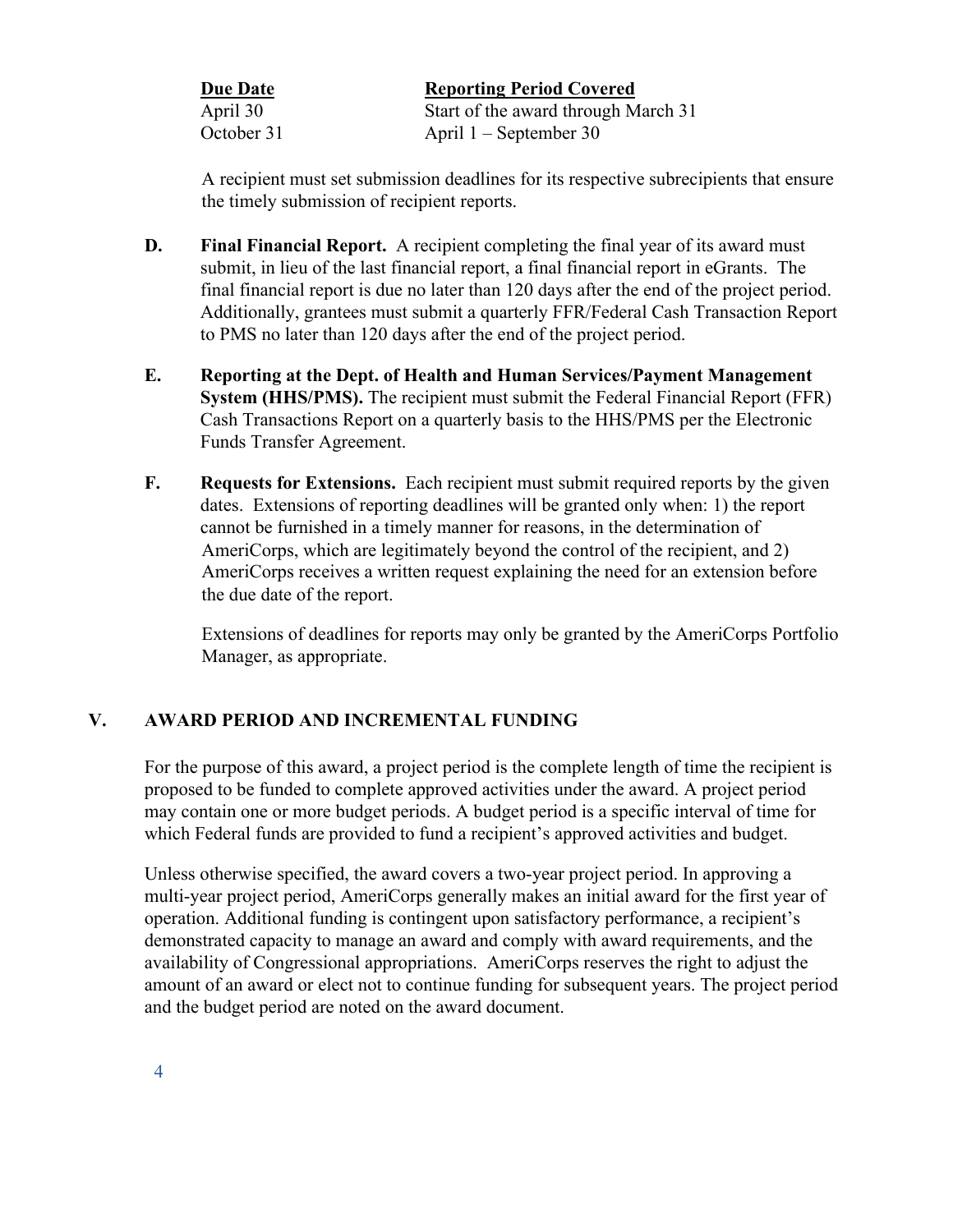| Due Date | Reporting Period Covered |
|---|---|
| April 30 | Start of the award through March 31 |
| October 31 | April 1 – September 30 |

A recipient must set submission deadlines for its respective subrecipients that ensure the timely submission of recipient reports.

**D. Final Financial Report.** A recipient completing the final year of its award must submit, in lieu of the last financial report, a final financial report in eGrants. The final financial report is due no later than 120 days after the end of the project period. Additionally, grantees must submit a quarterly FFR/Federal Cash Transaction Report to PMS no later than 120 days after the end of the project period.

**E. Reporting at the Dept. of Health and Human Services/Payment Management System (HHS/PMS).** The recipient must submit the Federal Financial Report (FFR) Cash Transactions Report on a quarterly basis to the HHS/PMS per the Electronic Funds Transfer Agreement.

**F. Requests for Extensions.** Each recipient must submit required reports by the given dates. Extensions of reporting deadlines will be granted only when: 1) the report cannot be furnished in a timely manner for reasons, in the determination of AmeriCorps, which are legitimately beyond the control of the recipient, and 2) AmeriCorps receives a written request explaining the need for an extension before the due date of the report.

Extensions of deadlines for reports may only be granted by the AmeriCorps Portfolio Manager, as appropriate.

## V. AWARD PERIOD AND INCREMENTAL FUNDING

For the purpose of this award, a project period is the complete length of time the recipient is proposed to be funded to complete approved activities under the award. A project period may contain one or more budget periods. A budget period is a specific interval of time for which Federal funds are provided to fund a recipient's approved activities and budget.

Unless otherwise specified, the award covers a two-year project period. In approving a multi-year project period, AmeriCorps generally makes an initial award for the first year of operation. Additional funding is contingent upon satisfactory performance, a recipient's demonstrated capacity to manage an award and comply with award requirements, and the availability of Congressional appropriations. AmeriCorps reserves the right to adjust the amount of an award or elect not to continue funding for subsequent years. The project period and the budget period are noted on the award document.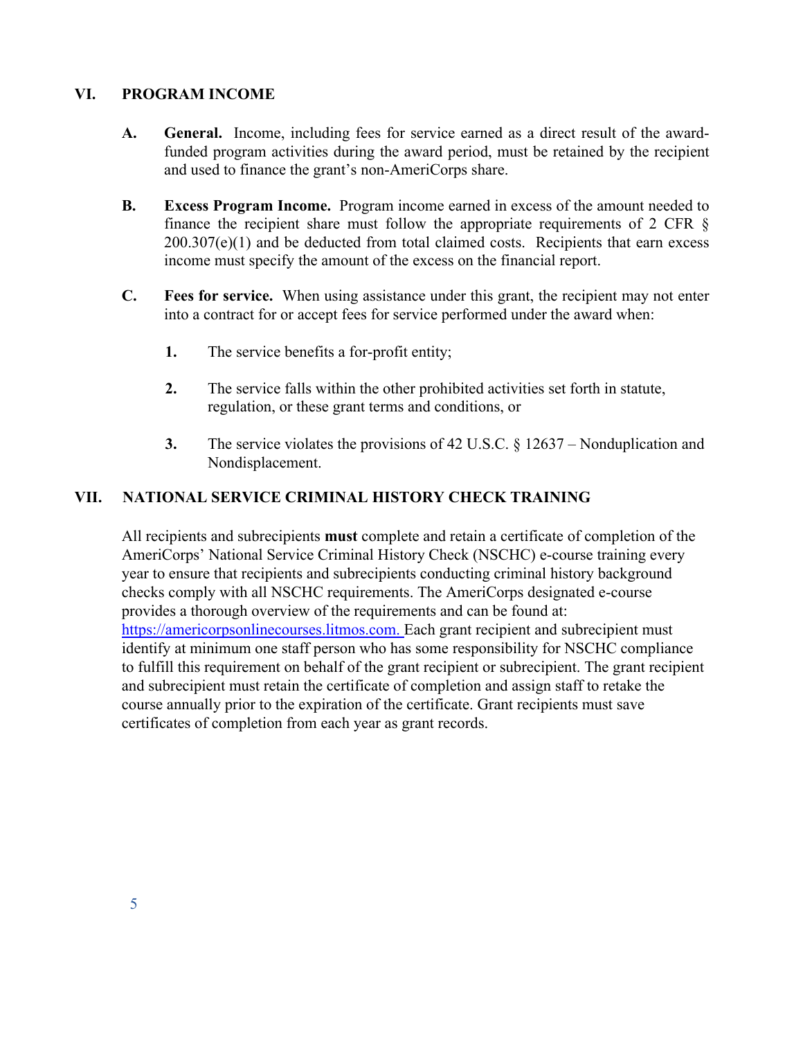## VI. PROGRAM INCOME

**A. General.** Income, including fees for service earned as a direct result of the award-funded program activities during the award period, must be retained by the recipient and used to finance the grant's non-AmeriCorps share.

**B. Excess Program Income.** Program income earned in excess of the amount needed to finance the recipient share must follow the appropriate requirements of 2 CFR § 200.307(e)(1) and be deducted from total claimed costs. Recipients that earn excess income must specify the amount of the excess on the financial report.

**C. Fees for service.** When using assistance under this grant, the recipient may not enter into a contract for or accept fees for service performed under the award when:

1. The service benefits a for-profit entity;

2. The service falls within the other prohibited activities set forth in statute, regulation, or these grant terms and conditions, or

3. The service violates the provisions of 42 U.S.C. § 12637 – Nonduplication and Nondisplacement.

## VII. NATIONAL SERVICE CRIMINAL HISTORY CHECK TRAINING

All recipients and subrecipients **must** complete and retain a certificate of completion of the AmeriCorps' National Service Criminal History Check (NSCHC) e-course training every year to ensure that recipients and subrecipients conducting criminal history background checks comply with all NSCHC requirements. The AmeriCorps designated e-course provides a thorough overview of the requirements and can be found at: [https://americorpsonlinecourses.litmos.com.](https://americorpsonlinecourses.litmos.com) Each grant recipient and subrecipient must identify at minimum one staff person who has some responsibility for NSCHC compliance to fulfill this requirement on behalf of the grant recipient or subrecipient. The grant recipient and subrecipient must retain the certificate of completion and assign staff to retake the course annually prior to the expiration of the certificate. Grant recipients must save certificates of completion from each year as grant records.